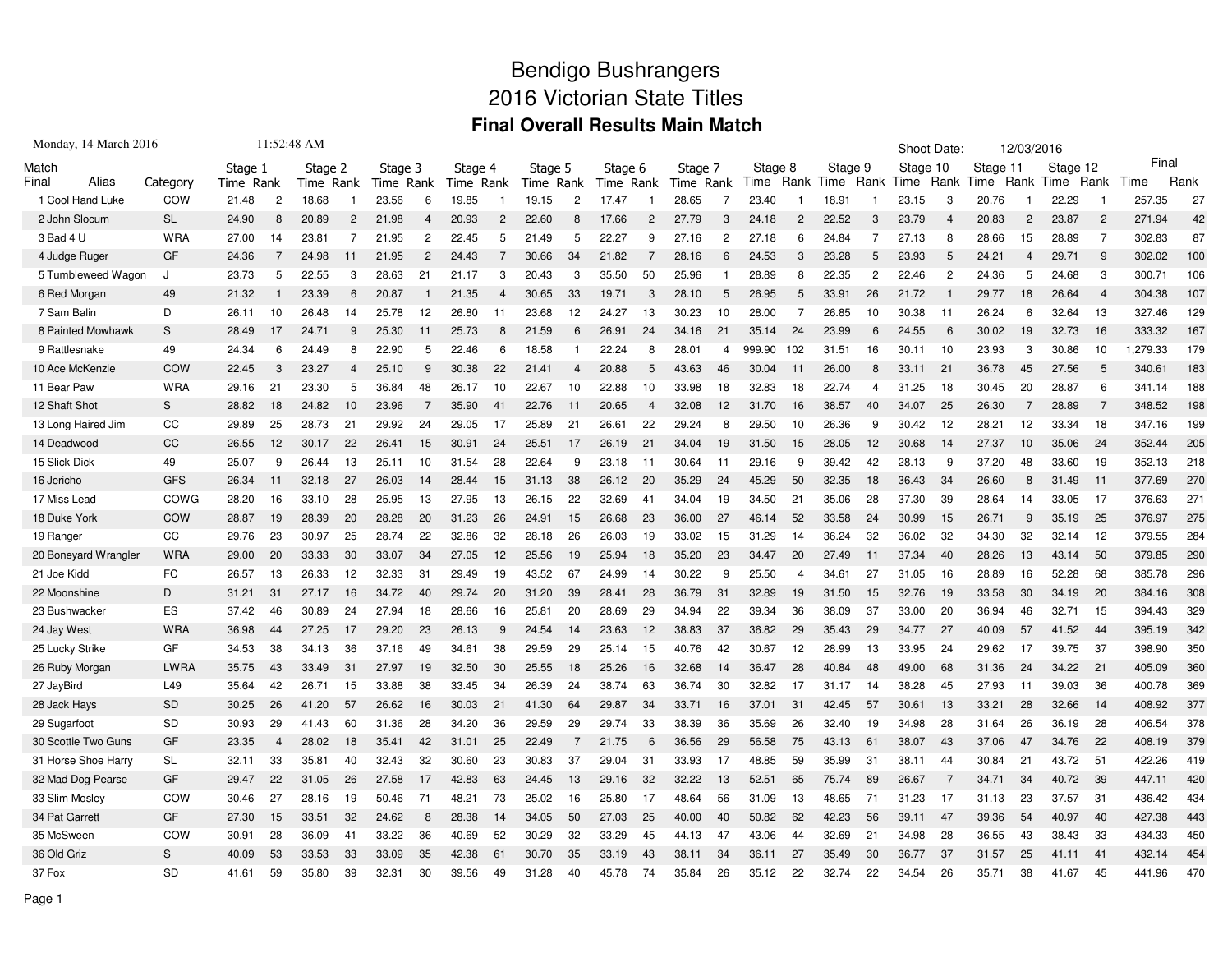# Bendigo Bushrangers

## 2016 Victorian State Titles

### Final Overall Results Main Match

Monday, 14 March 2016 11:52:48 AM

Shoot Date: 12/03/2016

| Match Final | Alias | Category | Stage 1 Time | Rank | Stage 2 Time | Rank | Stage 3 Time | Rank | Stage 4 Time | Rank | Stage 5 Time | Rank | Stage 6 Time | Rank | Stage 7 Time | Rank | Stage 8 Time | Rank | Stage 9 Time | Rank | Stage 10 Time | Rank | Stage 11 Time | Rank | Stage 12 Time | Rank | Final Time | Rank |
|---|---|---|---|---|---|---|---|---|---|---|---|---|---|---|---|---|---|---|---|---|---|---|---|---|---|---|---|---|
| 1 | Cool Hand Luke | COW | 21.48 | 2 | 18.68 | 1 | 23.56 | 6 | 19.85 | 1 | 19.15 | 2 | 17.47 | 1 | 28.65 | 7 | 23.40 | 1 | 18.91 | 1 | 23.15 | 3 | 20.76 | 1 | 22.29 | 1 | 257.35 | 27 |
| 2 | John Slocum | SL | 24.90 | 8 | 20.89 | 2 | 21.98 | 4 | 20.93 | 2 | 22.60 | 8 | 17.66 | 2 | 27.79 | 3 | 24.18 | 2 | 22.52 | 3 | 23.79 | 4 | 20.83 | 2 | 23.87 | 2 | 271.94 | 42 |
| 3 | Bad 4 U | WRA | 27.00 | 14 | 23.81 | 7 | 21.95 | 2 | 22.45 | 5 | 21.49 | 5 | 22.27 | 9 | 27.16 | 2 | 27.18 | 6 | 24.84 | 7 | 27.13 | 8 | 28.66 | 15 | 28.89 | 7 | 302.83 | 87 |
| 4 | Judge Ruger | GF | 24.36 | 7 | 24.98 | 11 | 21.95 | 2 | 24.43 | 7 | 30.66 | 34 | 21.82 | 7 | 28.16 | 6 | 24.53 | 3 | 23.28 | 5 | 23.93 | 5 | 24.21 | 4 | 29.71 | 9 | 302.02 | 100 |
| 5 | Tumbleweed Wagon | J | 23.73 | 5 | 22.55 | 3 | 28.63 | 21 | 21.17 | 3 | 20.43 | 3 | 35.50 | 50 | 25.96 | 1 | 28.89 | 8 | 22.35 | 2 | 22.46 | 2 | 24.36 | 5 | 24.68 | 3 | 300.71 | 106 |
| 6 | Red Morgan | 49 | 21.32 | 1 | 23.39 | 6 | 20.87 | 1 | 21.35 | 4 | 30.65 | 33 | 19.71 | 3 | 28.10 | 5 | 26.95 | 5 | 33.91 | 26 | 21.72 | 1 | 29.77 | 18 | 26.64 | 4 | 304.38 | 107 |
| 7 | Sam Balin | D | 26.11 | 10 | 26.48 | 14 | 25.78 | 12 | 26.80 | 11 | 23.68 | 12 | 24.27 | 13 | 30.23 | 10 | 28.00 | 7 | 26.85 | 10 | 30.38 | 11 | 26.24 | 6 | 32.64 | 13 | 327.46 | 129 |
| 8 | Painted Mowhawk | S | 28.49 | 17 | 24.71 | 9 | 25.30 | 11 | 25.73 | 8 | 21.59 | 6 | 26.91 | 24 | 34.16 | 21 | 35.14 | 24 | 23.99 | 6 | 24.55 | 6 | 30.02 | 19 | 32.73 | 16 | 333.32 | 167 |
| 9 | Rattlesnake | 49 | 24.34 | 6 | 24.49 | 8 | 22.90 | 5 | 22.46 | 6 | 18.58 | 1 | 22.24 | 8 | 28.01 | 4 | 999.90 | 102 | 31.51 | 16 | 30.11 | 10 | 23.93 | 3 | 30.86 | 10 | 1,279.33 | 179 |
| 10 | Ace McKenzie | COW | 22.45 | 3 | 23.27 | 4 | 25.10 | 9 | 30.38 | 22 | 21.41 | 4 | 20.88 | 5 | 43.63 | 46 | 30.04 | 11 | 26.00 | 8 | 33.11 | 21 | 36.78 | 45 | 27.56 | 5 | 340.61 | 183 |
| 11 | Bear Paw | WRA | 29.16 | 21 | 23.30 | 5 | 36.84 | 48 | 26.17 | 10 | 22.67 | 10 | 22.88 | 10 | 33.98 | 18 | 32.83 | 18 | 22.74 | 4 | 31.25 | 18 | 30.45 | 20 | 28.87 | 6 | 341.14 | 188 |
| 12 | Shaft Shot | S | 28.82 | 18 | 24.82 | 10 | 23.96 | 7 | 35.90 | 41 | 22.76 | 11 | 20.65 | 4 | 32.08 | 12 | 31.70 | 16 | 38.57 | 40 | 34.07 | 25 | 26.30 | 7 | 28.89 | 7 | 348.52 | 198 |
| 13 | Long Haired Jim | CC | 29.89 | 25 | 28.73 | 21 | 29.92 | 24 | 29.05 | 17 | 25.89 | 21 | 26.61 | 22 | 29.24 | 8 | 29.50 | 10 | 26.36 | 9 | 30.42 | 12 | 28.21 | 12 | 33.34 | 18 | 347.16 | 199 |
| 14 | Deadwood | CC | 26.55 | 12 | 30.17 | 22 | 26.41 | 15 | 30.91 | 24 | 25.51 | 17 | 26.19 | 21 | 34.04 | 19 | 31.50 | 15 | 28.05 | 12 | 30.68 | 14 | 27.37 | 10 | 35.06 | 24 | 352.44 | 205 |
| 15 | Slick Dick | 49 | 25.07 | 9 | 26.44 | 13 | 25.11 | 10 | 31.54 | 28 | 22.64 | 9 | 23.18 | 11 | 30.64 | 11 | 29.16 | 9 | 39.42 | 42 | 28.13 | 9 | 37.20 | 48 | 33.60 | 19 | 352.13 | 218 |
| 16 | Jericho | GFS | 26.34 | 11 | 32.18 | 27 | 26.03 | 14 | 28.44 | 15 | 31.13 | 38 | 26.12 | 20 | 35.29 | 24 | 45.29 | 50 | 32.35 | 18 | 36.43 | 34 | 26.60 | 8 | 31.49 | 11 | 377.69 | 270 |
| 17 | Miss Lead | COWG | 28.20 | 16 | 33.10 | 28 | 25.95 | 13 | 27.95 | 13 | 26.15 | 22 | 32.69 | 41 | 34.04 | 19 | 34.50 | 21 | 35.06 | 28 | 37.30 | 39 | 28.64 | 14 | 33.05 | 17 | 376.63 | 271 |
| 18 | Duke York | COW | 28.87 | 19 | 28.39 | 20 | 28.28 | 20 | 31.23 | 26 | 24.91 | 15 | 26.68 | 23 | 36.00 | 27 | 46.14 | 52 | 33.58 | 24 | 30.99 | 15 | 26.71 | 9 | 35.19 | 25 | 376.97 | 275 |
| 19 | Ranger | CC | 29.76 | 23 | 30.97 | 25 | 28.74 | 22 | 32.86 | 32 | 28.18 | 26 | 26.03 | 19 | 33.02 | 15 | 31.29 | 14 | 36.24 | 32 | 36.02 | 32 | 34.30 | 32 | 32.14 | 12 | 379.55 | 284 |
| 20 | Boneyard Wrangler | WRA | 29.00 | 20 | 33.33 | 30 | 33.07 | 34 | 27.05 | 12 | 25.56 | 19 | 25.94 | 18 | 35.20 | 23 | 34.47 | 20 | 27.49 | 11 | 37.34 | 40 | 28.26 | 13 | 43.14 | 50 | 379.85 | 290 |
| 21 | Joe Kidd | FC | 26.57 | 13 | 26.33 | 12 | 32.33 | 31 | 29.49 | 19 | 43.52 | 67 | 24.99 | 14 | 30.22 | 9 | 25.50 | 4 | 34.61 | 27 | 31.05 | 16 | 28.89 | 16 | 52.28 | 68 | 385.78 | 296 |
| 22 | Moonshine | D | 31.21 | 31 | 27.17 | 16 | 34.72 | 40 | 29.74 | 20 | 31.20 | 39 | 28.41 | 28 | 36.79 | 31 | 32.89 | 19 | 31.50 | 15 | 32.76 | 19 | 33.58 | 30 | 34.19 | 20 | 384.16 | 308 |
| 23 | Bushwacker | ES | 37.42 | 46 | 30.89 | 24 | 27.94 | 18 | 28.66 | 16 | 25.81 | 20 | 28.69 | 29 | 34.94 | 22 | 39.34 | 36 | 38.09 | 37 | 33.00 | 20 | 36.94 | 46 | 32.71 | 15 | 394.43 | 329 |
| 24 | Jay West | WRA | 36.98 | 44 | 27.25 | 17 | 29.20 | 23 | 26.13 | 9 | 24.54 | 14 | 23.63 | 12 | 38.83 | 37 | 36.82 | 29 | 35.43 | 29 | 34.77 | 27 | 40.09 | 57 | 41.52 | 44 | 395.19 | 342 |
| 25 | Lucky Strike | GF | 34.53 | 38 | 34.13 | 36 | 37.16 | 49 | 34.61 | 38 | 29.59 | 29 | 25.14 | 15 | 40.76 | 42 | 30.67 | 12 | 28.99 | 13 | 33.95 | 24 | 29.62 | 17 | 39.75 | 37 | 398.90 | 350 |
| 26 | Ruby Morgan | LWRA | 35.75 | 43 | 33.49 | 31 | 27.97 | 19 | 32.50 | 30 | 25.55 | 18 | 25.26 | 16 | 32.68 | 14 | 36.47 | 28 | 40.84 | 48 | 49.00 | 68 | 31.36 | 24 | 34.22 | 21 | 405.09 | 360 |
| 27 | JayBird | L49 | 35.64 | 42 | 26.71 | 15 | 33.88 | 38 | 33.45 | 34 | 26.39 | 24 | 38.74 | 63 | 36.74 | 30 | 32.82 | 17 | 31.17 | 14 | 38.28 | 45 | 27.93 | 11 | 39.03 | 36 | 400.78 | 369 |
| 28 | Jack Hays | SD | 30.25 | 26 | 41.20 | 57 | 26.62 | 16 | 30.03 | 21 | 41.30 | 64 | 29.87 | 34 | 33.71 | 16 | 37.01 | 31 | 42.45 | 57 | 30.61 | 13 | 33.21 | 28 | 32.66 | 14 | 408.92 | 377 |
| 29 | Sugarfoot | SD | 30.93 | 29 | 41.43 | 60 | 31.36 | 28 | 34.20 | 36 | 29.59 | 29 | 29.74 | 33 | 38.39 | 36 | 35.69 | 26 | 32.40 | 19 | 34.98 | 28 | 31.64 | 26 | 36.19 | 28 | 406.54 | 378 |
| 30 | Scottie Two Guns | GF | 23.35 | 4 | 28.02 | 18 | 35.41 | 42 | 31.01 | 25 | 22.49 | 7 | 21.75 | 6 | 36.56 | 29 | 56.58 | 75 | 43.13 | 61 | 38.07 | 43 | 37.06 | 47 | 34.76 | 22 | 408.19 | 379 |
| 31 | Horse Shoe Harry | SL | 32.11 | 33 | 35.81 | 40 | 32.43 | 32 | 30.60 | 23 | 30.83 | 37 | 29.04 | 31 | 33.93 | 17 | 48.85 | 59 | 35.99 | 31 | 38.11 | 44 | 30.84 | 21 | 43.72 | 51 | 422.26 | 419 |
| 32 | Mad Dog Pearse | GF | 29.47 | 22 | 31.05 | 26 | 27.58 | 17 | 42.83 | 63 | 24.45 | 13 | 29.16 | 32 | 32.22 | 13 | 52.51 | 65 | 75.74 | 89 | 26.67 | 7 | 34.71 | 34 | 40.72 | 39 | 447.11 | 420 |
| 33 | Slim Mosley | COW | 30.46 | 27 | 28.16 | 19 | 50.46 | 71 | 48.21 | 73 | 25.02 | 16 | 25.80 | 17 | 48.64 | 56 | 31.09 | 13 | 48.65 | 71 | 31.23 | 17 | 31.13 | 23 | 37.57 | 31 | 436.42 | 434 |
| 34 | Pat Garrett | GF | 27.30 | 15 | 33.51 | 32 | 24.62 | 8 | 28.38 | 14 | 34.05 | 50 | 27.03 | 25 | 40.00 | 40 | 50.82 | 62 | 42.23 | 56 | 39.11 | 47 | 39.36 | 54 | 40.97 | 40 | 427.38 | 443 |
| 35 | McSween | COW | 30.91 | 28 | 36.09 | 41 | 33.22 | 36 | 40.69 | 52 | 30.29 | 32 | 33.29 | 45 | 44.13 | 47 | 43.06 | 44 | 32.69 | 21 | 34.98 | 28 | 36.55 | 43 | 38.43 | 33 | 434.33 | 450 |
| 36 | Old Griz | S | 40.09 | 53 | 33.53 | 33 | 33.09 | 35 | 42.38 | 61 | 30.70 | 35 | 33.19 | 43 | 38.11 | 34 | 36.11 | 27 | 35.49 | 30 | 36.77 | 37 | 31.57 | 25 | 41.11 | 41 | 432.14 | 454 |
| 37 | Fox | SD | 41.61 | 59 | 35.80 | 39 | 32.31 | 30 | 39.56 | 49 | 31.28 | 40 | 45.78 | 74 | 35.84 | 26 | 35.12 | 22 | 32.74 | 22 | 34.54 | 26 | 35.71 | 38 | 41.67 | 45 | 441.96 | 470 |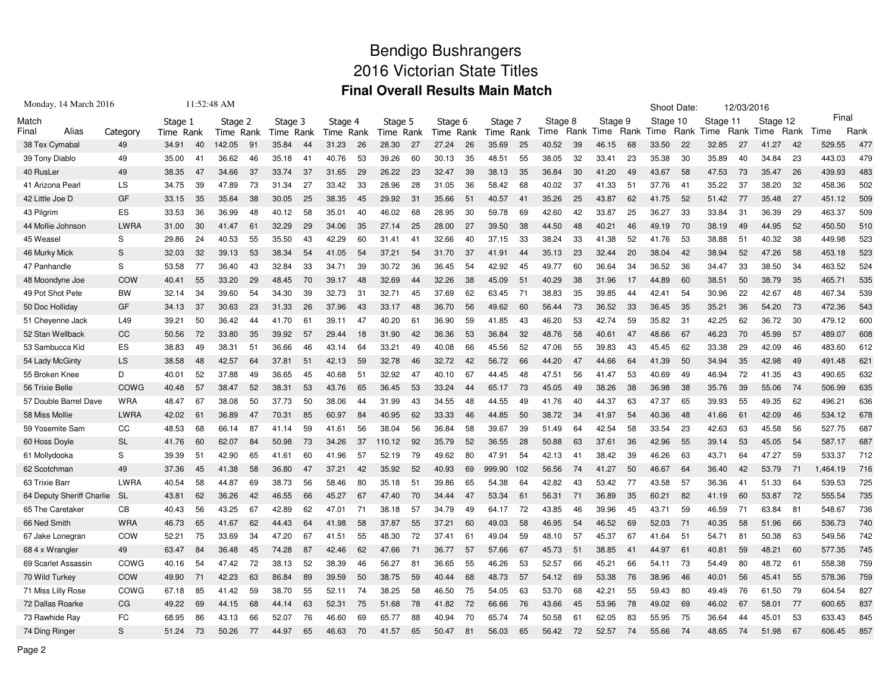# Bendigo Bushrangers

# 2016 Victorian State Titles

## Final Overall Results Main Match

Monday, 14 March 2016 11:52:48 AM

Shoot Date: 12/03/2016

| Match Final | Alias | Category | Stage 1 Time | Stage 1 Rank | Stage 2 Time | Stage 2 Rank | Stage 3 Time | Stage 3 Rank | Stage 4 Time | Stage 4 Rank | Stage 5 Time | Stage 5 Rank | Stage 6 Time | Stage 6 Rank | Stage 7 Time | Stage 7 Rank | Stage 8 Time | Stage 8 Rank | Stage 9 Time | Stage 9 Rank | Stage 10 Time | Stage 10 Rank | Stage 11 Time | Stage 11 Rank | Stage 12 Time | Stage 12 Rank | Final Time | Final Rank |
|---|---|---|---|---|---|---|---|---|---|---|---|---|---|---|---|---|---|---|---|---|---|---|---|---|---|---|---|---|
| 38 | Tex Cymabal | 49 | 34.91 | 40 | 142.05 | 91 | 35.84 | 44 | 31.23 | 26 | 28.30 | 27 | 27.24 | 26 | 35.69 | 25 | 40.52 | 39 | 46.15 | 68 | 33.50 | 22 | 32.85 | 27 | 41.27 | 42 | 529.55 | 477 |
| 39 | Tony Diablo | 49 | 35.00 | 41 | 36.62 | 46 | 35.18 | 41 | 40.76 | 53 | 39.26 | 60 | 30.13 | 35 | 48.51 | 55 | 38.05 | 32 | 33.41 | 23 | 35.38 | 30 | 35.89 | 40 | 34.84 | 23 | 443.03 | 479 |
| 40 | RusLer | 49 | 38.35 | 47 | 34.66 | 37 | 33.74 | 37 | 31.65 | 29 | 26.22 | 23 | 32.47 | 39 | 38.13 | 35 | 36.84 | 30 | 41.20 | 49 | 43.67 | 58 | 47.53 | 73 | 35.47 | 26 | 439.93 | 483 |
| 41 | Arizona Pearl | LS | 34.75 | 39 | 47.89 | 73 | 31.34 | 27 | 33.42 | 33 | 28.96 | 28 | 31.05 | 36 | 58.42 | 68 | 40.02 | 37 | 41.33 | 51 | 37.76 | 41 | 35.22 | 37 | 38.20 | 32 | 458.36 | 502 |
| 42 | Little Joe D | GF | 33.15 | 35 | 35.64 | 38 | 30.05 | 25 | 38.35 | 45 | 29.92 | 31 | 35.66 | 51 | 40.57 | 41 | 35.26 | 25 | 43.87 | 62 | 41.75 | 52 | 51.42 | 77 | 35.48 | 27 | 451.12 | 509 |
| 43 | Pilgrim | ES | 33.53 | 36 | 36.99 | 48 | 40.12 | 58 | 35.01 | 40 | 46.02 | 68 | 28.95 | 30 | 59.78 | 69 | 42.60 | 42 | 33.87 | 25 | 36.27 | 33 | 33.84 | 31 | 36.39 | 29 | 463.37 | 509 |
| 44 | Mollie Johnson | LWRA | 31.00 | 30 | 41.47 | 61 | 32.29 | 29 | 34.06 | 35 | 27.14 | 25 | 28.00 | 27 | 39.50 | 38 | 44.50 | 48 | 40.21 | 46 | 49.19 | 70 | 38.19 | 49 | 44.95 | 52 | 450.50 | 510 |
| 45 | Weasel | S | 29.86 | 24 | 40.53 | 55 | 35.50 | 43 | 42.29 | 60 | 31.41 | 41 | 32.66 | 40 | 37.15 | 33 | 38.24 | 33 | 41.38 | 52 | 41.76 | 53 | 38.88 | 51 | 40.32 | 38 | 449.98 | 523 |
| 46 | Murky Mick | S | 32.03 | 32 | 39.13 | 53 | 38.34 | 54 | 41.05 | 54 | 37.21 | 54 | 31.70 | 37 | 41.91 | 44 | 35.13 | 23 | 32.44 | 20 | 38.04 | 42 | 38.94 | 52 | 47.26 | 58 | 453.18 | 523 |
| 47 | Panhandle | S | 53.58 | 77 | 36.40 | 43 | 32.84 | 33 | 34.71 | 39 | 30.72 | 36 | 36.45 | 54 | 42.92 | 45 | 49.77 | 60 | 36.64 | 34 | 36.52 | 36 | 34.47 | 33 | 38.50 | 34 | 463.52 | 524 |
| 48 | Moondyne Joe | COW | 40.41 | 55 | 33.20 | 29 | 48.45 | 70 | 39.17 | 48 | 32.69 | 44 | 32.26 | 38 | 45.09 | 51 | 40.29 | 38 | 31.96 | 17 | 44.89 | 60 | 38.51 | 50 | 38.79 | 35 | 465.71 | 535 |
| 49 | Pot Shot Pete | BW | 32.14 | 34 | 39.60 | 54 | 34.30 | 39 | 32.73 | 31 | 32.71 | 45 | 37.69 | 62 | 63.45 | 71 | 38.83 | 35 | 39.85 | 44 | 42.41 | 54 | 30.96 | 22 | 42.67 | 48 | 467.34 | 539 |
| 50 | Doc Holliday | GF | 34.13 | 37 | 30.63 | 23 | 31.33 | 26 | 37.96 | 43 | 33.17 | 48 | 36.70 | 56 | 49.62 | 60 | 56.44 | 73 | 36.52 | 33 | 36.45 | 35 | 35.21 | 36 | 54.20 | 73 | 472.36 | 543 |
| 51 | Cheyenne Jack | L49 | 39.21 | 50 | 36.42 | 44 | 41.70 | 61 | 39.11 | 47 | 40.20 | 61 | 36.90 | 59 | 41.85 | 43 | 46.20 | 53 | 42.74 | 59 | 35.82 | 31 | 42.25 | 62 | 36.72 | 30 | 479.12 | 600 |
| 52 | Stan Wellback | CC | 50.56 | 72 | 33.80 | 35 | 39.92 | 57 | 29.44 | 18 | 31.90 | 42 | 36.36 | 53 | 36.84 | 32 | 48.76 | 58 | 40.61 | 47 | 48.66 | 67 | 46.23 | 70 | 45.99 | 57 | 489.07 | 608 |
| 53 | Sambucca Kid | ES | 38.83 | 49 | 38.31 | 51 | 36.66 | 46 | 43.14 | 64 | 33.21 | 49 | 40.08 | 66 | 45.56 | 52 | 47.06 | 55 | 39.83 | 43 | 45.45 | 62 | 33.38 | 29 | 42.09 | 46 | 483.60 | 612 |
| 54 | Lady McGinty | LS | 38.58 | 48 | 42.57 | 64 | 37.81 | 51 | 42.13 | 59 | 32.78 | 46 | 32.72 | 42 | 56.72 | 66 | 44.20 | 47 | 44.66 | 64 | 41.39 | 50 | 34.94 | 35 | 42.98 | 49 | 491.48 | 621 |
| 55 | Broken Knee | D | 40.01 | 52 | 37.88 | 49 | 36.65 | 45 | 40.68 | 51 | 32.92 | 47 | 40.10 | 67 | 44.45 | 48 | 47.51 | 56 | 41.47 | 53 | 40.69 | 49 | 46.94 | 72 | 41.35 | 43 | 490.65 | 632 |
| 56 | Trixie Belle | COWG | 40.48 | 57 | 38.47 | 52 | 38.31 | 53 | 43.76 | 65 | 36.45 | 53 | 33.24 | 44 | 65.17 | 73 | 45.05 | 49 | 38.26 | 38 | 36.98 | 38 | 35.76 | 39 | 55.06 | 74 | 506.99 | 635 |
| 57 | Double Barrel Dave | WRA | 48.47 | 67 | 38.08 | 50 | 37.73 | 50 | 38.06 | 44 | 31.99 | 43 | 34.55 | 48 | 44.55 | 49 | 41.76 | 40 | 44.37 | 63 | 47.37 | 65 | 39.93 | 55 | 49.35 | 62 | 496.21 | 636 |
| 58 | Miss Mollie | LWRA | 42.02 | 61 | 36.89 | 47 | 70.31 | 85 | 60.97 | 84 | 40.95 | 62 | 33.33 | 46 | 44.85 | 50 | 38.72 | 34 | 41.97 | 54 | 40.36 | 48 | 41.66 | 61 | 42.09 | 46 | 534.12 | 678 |
| 59 | Yosemite Sam | CC | 48.53 | 68 | 66.14 | 87 | 41.14 | 59 | 41.61 | 56 | 38.04 | 56 | 36.84 | 58 | 39.67 | 39 | 51.49 | 64 | 42.54 | 58 | 33.54 | 23 | 42.63 | 63 | 45.58 | 56 | 527.75 | 687 |
| 60 | Hoss Doyle | SL | 41.76 | 60 | 62.07 | 84 | 50.98 | 73 | 34.26 | 37 | 110.12 | 92 | 35.79 | 52 | 36.55 | 28 | 50.88 | 63 | 37.61 | 36 | 42.96 | 55 | 39.14 | 53 | 45.05 | 54 | 587.17 | 687 |
| 61 | Mollydooka | S | 39.39 | 51 | 42.90 | 65 | 41.61 | 60 | 41.96 | 57 | 52.19 | 79 | 49.62 | 80 | 47.91 | 54 | 42.13 | 41 | 38.42 | 39 | 46.26 | 63 | 43.71 | 64 | 47.27 | 59 | 533.37 | 712 |
| 62 | Scotchman | 49 | 37.36 | 45 | 41.38 | 58 | 36.80 | 47 | 37.21 | 42 | 35.92 | 52 | 40.93 | 69 | 999.90 | 102 | 56.56 | 74 | 41.27 | 50 | 46.67 | 64 | 36.40 | 42 | 53.79 | 71 | 1,464.19 | 716 |
| 63 | Trixie Barr | LWRA | 40.54 | 58 | 44.87 | 69 | 38.73 | 56 | 58.46 | 80 | 35.18 | 51 | 39.86 | 65 | 54.38 | 64 | 42.82 | 43 | 53.42 | 77 | 43.58 | 57 | 36.36 | 41 | 51.33 | 64 | 539.53 | 725 |
| 64 | Deputy Sheriff Charlie | SL | 43.81 | 62 | 36.26 | 42 | 46.55 | 66 | 45.27 | 67 | 47.40 | 70 | 34.44 | 47 | 53.34 | 61 | 56.31 | 71 | 36.89 | 35 | 60.21 | 82 | 41.19 | 60 | 53.87 | 72 | 555.54 | 735 |
| 65 | The Caretaker | CB | 40.43 | 56 | 43.25 | 67 | 42.89 | 62 | 47.01 | 71 | 38.18 | 57 | 34.79 | 49 | 64.17 | 72 | 43.85 | 46 | 39.96 | 45 | 43.71 | 59 | 46.59 | 71 | 63.84 | 81 | 548.67 | 736 |
| 66 | Ned Smith | WRA | 46.73 | 65 | 41.67 | 62 | 44.43 | 64 | 41.98 | 58 | 37.87 | 55 | 37.21 | 60 | 49.03 | 58 | 46.95 | 54 | 46.52 | 69 | 52.03 | 71 | 40.35 | 58 | 51.96 | 66 | 536.73 | 740 |
| 67 | Jake Lonegran | COW | 52.21 | 75 | 33.69 | 34 | 47.20 | 67 | 41.51 | 55 | 48.30 | 72 | 37.41 | 61 | 49.04 | 59 | 48.10 | 57 | 45.37 | 67 | 41.64 | 51 | 54.71 | 81 | 50.38 | 63 | 549.56 | 742 |
| 68 | 4 x Wrangler | 49 | 63.47 | 84 | 36.48 | 45 | 74.28 | 87 | 42.46 | 62 | 47.66 | 71 | 36.77 | 57 | 57.66 | 67 | 45.73 | 51 | 38.85 | 41 | 44.97 | 61 | 40.81 | 59 | 48.21 | 60 | 577.35 | 745 |
| 69 | Scarlet Assassin | COWG | 40.16 | 54 | 47.42 | 72 | 38.13 | 52 | 38.39 | 46 | 56.27 | 81 | 36.65 | 55 | 46.26 | 53 | 52.57 | 66 | 45.21 | 66 | 54.11 | 73 | 54.49 | 80 | 48.72 | 61 | 558.38 | 759 |
| 70 | Wild Turkey | COW | 49.90 | 71 | 42.23 | 63 | 86.84 | 89 | 39.59 | 50 | 38.75 | 59 | 40.44 | 68 | 48.73 | 57 | 54.12 | 69 | 53.38 | 76 | 38.96 | 46 | 40.01 | 56 | 45.41 | 55 | 578.36 | 759 |
| 71 | Miss Lilly Rose | COWG | 67.18 | 85 | 41.42 | 59 | 38.70 | 55 | 52.11 | 74 | 38.25 | 58 | 46.50 | 75 | 54.05 | 63 | 53.70 | 68 | 42.21 | 55 | 59.43 | 80 | 49.49 | 76 | 61.50 | 79 | 604.54 | 827 |
| 72 | Dallas Roarke | CG | 49.22 | 69 | 44.15 | 68 | 44.14 | 63 | 52.31 | 75 | 51.68 | 78 | 41.82 | 72 | 66.66 | 76 | 43.66 | 45 | 53.96 | 78 | 49.02 | 69 | 46.02 | 67 | 58.01 | 77 | 600.65 | 837 |
| 73 | Rawhide Ray | FC | 68.95 | 86 | 43.13 | 66 | 52.07 | 76 | 46.60 | 69 | 65.77 | 88 | 40.94 | 70 | 65.74 | 74 | 50.58 | 61 | 62.05 | 83 | 55.95 | 75 | 36.64 | 44 | 45.01 | 53 | 633.43 | 845 |
| 74 | Ding Ringer | S | 51.24 | 73 | 50.26 | 77 | 44.97 | 65 | 46.63 | 70 | 41.57 | 65 | 50.47 | 81 | 56.03 | 65 | 56.42 | 72 | 52.57 | 74 | 55.66 | 74 | 48.65 | 74 | 51.98 | 67 | 606.45 | 857 |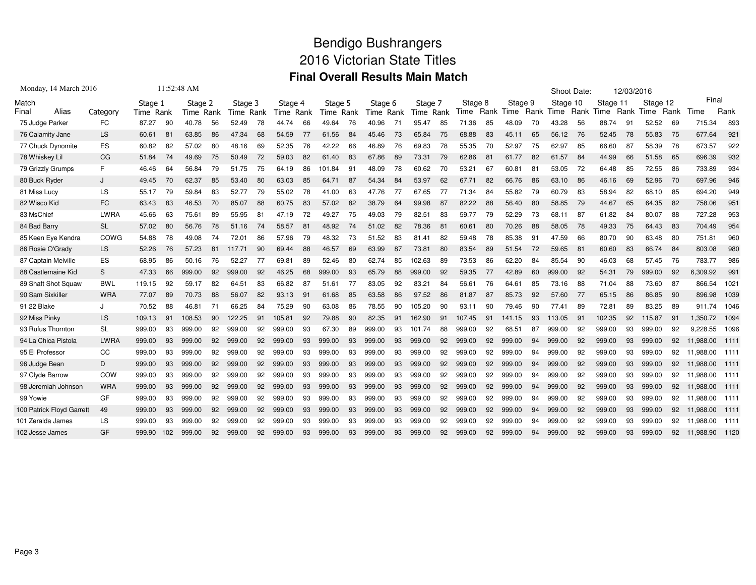# Bendigo Bushrangers
## 2016 Victorian State Titles
### Final Overall Results Main Match

Monday, 14 March 2016 11:52:48 AM

Shoot Date: 12/03/2016

| Match Final | Alias | Category | Stage 1 Time | Rank | Stage 2 Time | Rank | Stage 3 Time | Rank | Stage 4 Time | Rank | Stage 5 Time | Rank | Stage 6 Time | Rank | Stage 7 Time | Rank | Stage 8 Time | Rank | Stage 9 Time | Rank | Stage 10 Time | Rank | Stage 11 Time | Rank | Stage 12 Time | Rank | Final Time | Final Rank |
|---|---|---|---|---|---|---|---|---|---|---|---|---|---|---|---|---|---|---|---|---|---|---|---|---|---|---|---|---|
| 75 | Judge Parker | FC | 87.27 | 90 | 40.78 | 56 | 52.49 | 78 | 44.74 | 66 | 49.64 | 76 | 40.96 | 71 | 95.47 | 85 | 71.36 | 85 | 48.09 | 70 | 43.28 | 56 | 88.74 | 91 | 52.52 | 69 | 715.34 | 893 |
| 76 | Calamity Jane | LS | 60.61 | 81 | 63.85 | 86 | 47.34 | 68 | 54.59 | 77 | 61.56 | 84 | 45.46 | 73 | 65.84 | 75 | 68.88 | 83 | 45.11 | 65 | 56.12 | 76 | 52.45 | 78 | 55.83 | 75 | 677.64 | 921 |
| 77 | Chuck Dynomite | ES | 60.82 | 82 | 57.02 | 80 | 48.16 | 69 | 52.35 | 76 | 42.22 | 66 | 46.89 | 76 | 69.83 | 78 | 55.35 | 70 | 52.97 | 75 | 62.97 | 85 | 66.60 | 87 | 58.39 | 78 | 673.57 | 922 |
| 78 | Whiskey Lil | CG | 51.84 | 74 | 49.69 | 75 | 50.49 | 72 | 59.03 | 82 | 61.40 | 83 | 67.86 | 89 | 73.31 | 79 | 62.86 | 81 | 61.77 | 82 | 61.57 | 84 | 44.99 | 66 | 51.58 | 65 | 696.39 | 932 |
| 79 | Grizzly Grumps | F | 46.46 | 64 | 56.84 | 79 | 51.75 | 75 | 64.19 | 86 | 101.84 | 91 | 48.09 | 78 | 60.62 | 70 | 53.21 | 67 | 60.81 | 81 | 53.05 | 72 | 64.48 | 85 | 72.55 | 86 | 733.89 | 934 |
| 80 | Buck Ryder | J | 49.45 | 70 | 62.37 | 85 | 53.40 | 80 | 63.03 | 85 | 64.71 | 87 | 54.34 | 84 | 53.97 | 62 | 67.71 | 82 | 66.76 | 86 | 63.10 | 86 | 46.16 | 69 | 52.96 | 70 | 697.96 | 946 |
| 81 | Miss Lucy | LS | 55.17 | 79 | 59.84 | 83 | 52.77 | 79 | 55.02 | 78 | 41.00 | 63 | 47.76 | 77 | 67.65 | 77 | 71.34 | 84 | 55.82 | 79 | 60.79 | 83 | 58.94 | 82 | 68.10 | 85 | 694.20 | 949 |
| 82 | Wisco Kid | FC | 63.43 | 83 | 46.53 | 70 | 85.07 | 88 | 60.75 | 83 | 57.02 | 82 | 38.79 | 64 | 99.98 | 87 | 82.22 | 88 | 56.40 | 80 | 58.85 | 79 | 44.67 | 65 | 64.35 | 82 | 758.06 | 951 |
| 83 | MsChief | LWRA | 45.66 | 63 | 75.61 | 89 | 55.95 | 81 | 47.19 | 72 | 49.27 | 75 | 49.03 | 79 | 82.51 | 83 | 59.77 | 79 | 52.29 | 73 | 68.11 | 87 | 61.82 | 84 | 80.07 | 88 | 727.28 | 953 |
| 84 | Bad Barry | SL | 57.02 | 80 | 56.76 | 78 | 51.16 | 74 | 58.57 | 81 | 48.92 | 74 | 51.02 | 82 | 78.36 | 81 | 60.61 | 80 | 70.26 | 88 | 58.05 | 78 | 49.33 | 75 | 64.43 | 83 | 704.49 | 954 |
| 85 | Keen Eye Kendra | COWG | 54.88 | 78 | 49.08 | 74 | 72.01 | 86 | 57.96 | 79 | 48.32 | 73 | 51.52 | 83 | 81.41 | 82 | 59.48 | 78 | 85.38 | 91 | 47.59 | 66 | 80.70 | 90 | 63.48 | 80 | 751.81 | 960 |
| 86 | Rosie O'Grady | LS | 52.26 | 76 | 57.23 | 81 | 117.71 | 90 | 69.44 | 88 | 46.57 | 69 | 63.99 | 87 | 73.81 | 80 | 83.54 | 89 | 51.54 | 72 | 59.65 | 81 | 60.60 | 83 | 66.74 | 84 | 803.08 | 980 |
| 87 | Captain Melville | ES | 68.95 | 86 | 50.16 | 76 | 52.27 | 77 | 69.81 | 89 | 52.46 | 80 | 62.74 | 85 | 102.63 | 89 | 73.53 | 86 | 62.20 | 84 | 85.54 | 90 | 46.03 | 68 | 57.45 | 76 | 783.77 | 986 |
| 88 | Castlemaine Kid | S | 47.33 | 66 | 999.00 | 92 | 999.00 | 92 | 46.25 | 68 | 999.00 | 93 | 65.79 | 88 | 999.00 | 92 | 59.35 | 77 | 42.89 | 60 | 999.00 | 92 | 54.31 | 79 | 999.00 | 92 | 6,309.92 | 991 |
| 89 | Shaft Shot Squaw | BWL | 119.15 | 92 | 59.17 | 82 | 64.51 | 83 | 66.82 | 87 | 51.61 | 77 | 83.05 | 92 | 83.21 | 84 | 56.61 | 76 | 64.61 | 85 | 73.16 | 88 | 71.04 | 88 | 73.60 | 87 | 866.54 | 1021 |
| 90 | Sam Sixkiller | WRA | 77.07 | 89 | 70.73 | 88 | 56.07 | 82 | 93.13 | 91 | 61.68 | 85 | 63.58 | 86 | 97.52 | 86 | 81.87 | 87 | 85.73 | 92 | 57.60 | 77 | 65.15 | 86 | 86.85 | 90 | 896.98 | 1039 |
| 91 | 22 Blake | J | 70.52 | 88 | 46.81 | 71 | 66.25 | 84 | 75.29 | 90 | 63.08 | 86 | 78.55 | 90 | 105.20 | 90 | 93.11 | 90 | 79.46 | 90 | 77.41 | 89 | 72.81 | 89 | 83.25 | 89 | 911.74 | 1046 |
| 92 | Miss Pinky | LS | 109.13 | 91 | 108.53 | 90 | 122.25 | 91 | 105.81 | 92 | 79.88 | 90 | 82.35 | 91 | 162.90 | 91 | 107.45 | 91 | 141.15 | 93 | 113.05 | 91 | 102.35 | 92 | 115.87 | 91 | 1,350.72 | 1094 |
| 93 | Rufus Thornton | SL | 999.00 | 93 | 999.00 | 92 | 999.00 | 92 | 999.00 | 93 | 67.30 | 89 | 999.00 | 93 | 101.74 | 88 | 999.00 | 92 | 68.51 | 87 | 999.00 | 92 | 999.00 | 93 | 999.00 | 92 | 9,228.55 | 1096 |
| 94 | La Chica Pistola | LWRA | 999.00 | 93 | 999.00 | 92 | 999.00 | 92 | 999.00 | 93 | 999.00 | 93 | 999.00 | 93 | 999.00 | 92 | 999.00 | 92 | 999.00 | 94 | 999.00 | 92 | 999.00 | 93 | 999.00 | 92 | 11,988.00 | 1111 |
| 95 | El Professor | CC | 999.00 | 93 | 999.00 | 92 | 999.00 | 92 | 999.00 | 93 | 999.00 | 93 | 999.00 | 93 | 999.00 | 92 | 999.00 | 92 | 999.00 | 94 | 999.00 | 92 | 999.00 | 93 | 999.00 | 92 | 11,988.00 | 1111 |
| 96 | Judge Bean | D | 999.00 | 93 | 999.00 | 92 | 999.00 | 92 | 999.00 | 93 | 999.00 | 93 | 999.00 | 93 | 999.00 | 92 | 999.00 | 92 | 999.00 | 94 | 999.00 | 92 | 999.00 | 93 | 999.00 | 92 | 11,988.00 | 1111 |
| 97 | Clyde Barrow | COW | 999.00 | 93 | 999.00 | 92 | 999.00 | 92 | 999.00 | 93 | 999.00 | 93 | 999.00 | 93 | 999.00 | 92 | 999.00 | 92 | 999.00 | 94 | 999.00 | 92 | 999.00 | 93 | 999.00 | 92 | 11,988.00 | 1111 |
| 98 | Jeremiah Johnson | WRA | 999.00 | 93 | 999.00 | 92 | 999.00 | 92 | 999.00 | 93 | 999.00 | 93 | 999.00 | 93 | 999.00 | 92 | 999.00 | 92 | 999.00 | 94 | 999.00 | 92 | 999.00 | 93 | 999.00 | 92 | 11,988.00 | 1111 |
| 99 | Yowie | GF | 999.00 | 93 | 999.00 | 92 | 999.00 | 92 | 999.00 | 93 | 999.00 | 93 | 999.00 | 93 | 999.00 | 92 | 999.00 | 92 | 999.00 | 94 | 999.00 | 92 | 999.00 | 93 | 999.00 | 92 | 11,988.00 | 1111 |
| 100 | Patrick Floyd Garrett | 49 | 999.00 | 93 | 999.00 | 92 | 999.00 | 92 | 999.00 | 93 | 999.00 | 93 | 999.00 | 93 | 999.00 | 92 | 999.00 | 92 | 999.00 | 94 | 999.00 | 92 | 999.00 | 93 | 999.00 | 92 | 11,988.00 | 1111 |
| 101 | Zeralda James | LS | 999.00 | 93 | 999.00 | 92 | 999.00 | 92 | 999.00 | 93 | 999.00 | 93 | 999.00 | 93 | 999.00 | 92 | 999.00 | 92 | 999.00 | 94 | 999.00 | 92 | 999.00 | 93 | 999.00 | 92 | 11,988.00 | 1111 |
| 102 | Jesse James | GF | 999.90 | 102 | 999.00 | 92 | 999.00 | 92 | 999.00 | 93 | 999.00 | 93 | 999.00 | 93 | 999.00 | 92 | 999.00 | 92 | 999.00 | 94 | 999.00 | 92 | 999.00 | 93 | 999.00 | 92 | 11,988.90 | 1120 |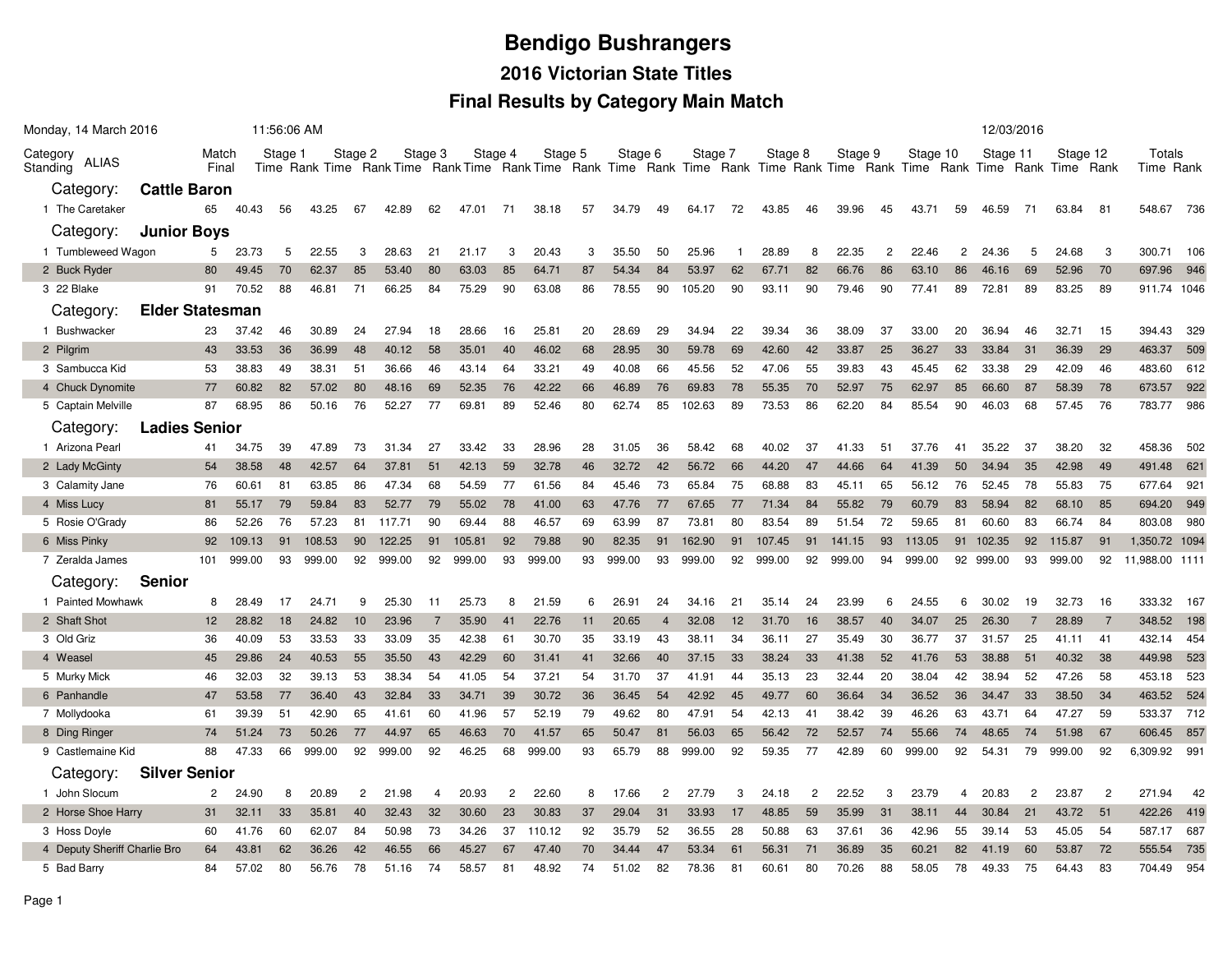# Bendigo Bushrangers

## 2016 Victorian State Titles

## Final Results by Category Main Match

Monday, 14 March 2016 11:56:06 AM 12/03/2016

| Category Standing | ALIAS | Match Final | Stage 1 Time | Stage 1 Rank | Stage 2 Time | Stage 2 Rank | Stage 3 Time | Stage 3 Rank | Stage 4 Time | Stage 4 Rank | Stage 5 Time | Stage 5 Rank | Stage 6 Time | Stage 6 Rank | Stage 7 Time | Stage 7 Rank | Stage 8 Time | Stage 8 Rank | Stage 9 Time | Stage 9 Rank | Stage 10 Time | Stage 10 Rank | Stage 11 Time | Stage 11 Rank | Stage 12 Time | Stage 12 Rank | Totals Time | Totals Rank |
|---|---|---|---|---|---|---|---|---|---|---|---|---|---|---|---|---|---|---|---|---|---|---|---|---|---|---|---|---|
| **Category: Cattle Baron** | | | | | | | | | | | | | | | | | | | | | | | | | | | | |
| 1 | The Caretaker | 65 | 40.43 | 56 | 43.25 | 67 | 42.89 | 62 | 47.01 | 71 | 38.18 | 57 | 34.79 | 49 | 64.17 | 72 | 43.85 | 46 | 39.96 | 45 | 43.71 | 59 | 46.59 | 71 | 63.84 | 81 | 548.67 | 736 |
| **Category: Junior Boys** | | | | | | | | | | | | | | | | | | | | | | | | | | | | |
| 1 | Tumbleweed Wagon | 5 | 23.73 | 5 | 22.55 | 3 | 28.63 | 21 | 21.17 | 3 | 20.43 | 3 | 35.50 | 50 | 25.96 | 1 | 28.89 | 8 | 22.35 | 2 | 22.46 | 2 | 24.36 | 5 | 24.68 | 3 | 300.71 | 106 |
| 2 | Buck Ryder | 80 | 49.45 | 70 | 62.37 | 85 | 53.40 | 80 | 63.03 | 85 | 64.71 | 87 | 54.34 | 84 | 53.97 | 62 | 67.71 | 82 | 66.76 | 86 | 63.10 | 86 | 46.16 | 69 | 52.96 | 70 | 697.96 | 946 |
| 3 | 22 Blake | 91 | 70.52 | 88 | 46.81 | 71 | 66.25 | 84 | 75.29 | 90 | 63.08 | 86 | 78.55 | 90 | 105.20 | 90 | 93.11 | 90 | 79.46 | 90 | 77.41 | 89 | 72.81 | 89 | 83.25 | 89 | 911.74 | 1046 |
| **Category: Elder Statesman** | | | | | | | | | | | | | | | | | | | | | | | | | | | | |
| 1 | Bushwacker | 23 | 37.42 | 46 | 30.89 | 24 | 27.94 | 18 | 28.66 | 16 | 25.81 | 20 | 28.69 | 29 | 34.94 | 22 | 39.34 | 36 | 38.09 | 37 | 33.00 | 20 | 36.94 | 46 | 32.71 | 15 | 394.43 | 329 |
| 2 | Pilgrim | 43 | 33.53 | 36 | 36.99 | 48 | 40.12 | 58 | 35.01 | 40 | 46.02 | 68 | 28.95 | 30 | 59.78 | 69 | 42.60 | 42 | 33.87 | 25 | 36.27 | 33 | 33.84 | 31 | 36.39 | 29 | 463.37 | 509 |
| 3 | Sambucca Kid | 53 | 38.83 | 49 | 38.31 | 51 | 36.66 | 46 | 43.14 | 64 | 33.21 | 49 | 40.08 | 66 | 45.56 | 52 | 47.06 | 55 | 39.83 | 43 | 45.45 | 62 | 33.38 | 29 | 42.09 | 46 | 483.60 | 612 |
| 4 | Chuck Dynomite | 77 | 60.82 | 82 | 57.02 | 80 | 48.16 | 69 | 52.35 | 76 | 42.22 | 66 | 46.89 | 76 | 69.83 | 78 | 55.35 | 70 | 52.97 | 75 | 62.97 | 85 | 66.60 | 87 | 58.39 | 78 | 673.57 | 922 |
| 5 | Captain Melville | 87 | 68.95 | 86 | 50.16 | 76 | 52.27 | 77 | 69.81 | 89 | 52.46 | 80 | 62.74 | 85 | 102.63 | 89 | 73.53 | 86 | 62.20 | 84 | 85.54 | 90 | 46.03 | 68 | 57.45 | 76 | 783.77 | 986 |
| **Category: Ladies Senior** | | | | | | | | | | | | | | | | | | | | | | | | | | | | |
| 1 | Arizona Pearl | 41 | 34.75 | 39 | 47.89 | 73 | 31.34 | 27 | 33.42 | 33 | 28.96 | 28 | 31.05 | 36 | 58.42 | 68 | 40.02 | 37 | 41.33 | 51 | 37.76 | 41 | 35.22 | 37 | 38.20 | 32 | 458.36 | 502 |
| 2 | Lady McGinty | 54 | 38.58 | 48 | 42.57 | 64 | 37.81 | 51 | 42.13 | 59 | 32.78 | 46 | 32.72 | 42 | 56.72 | 66 | 44.20 | 47 | 44.66 | 64 | 41.39 | 50 | 34.94 | 35 | 42.98 | 49 | 491.48 | 621 |
| 3 | Calamity Jane | 76 | 60.61 | 81 | 63.85 | 86 | 47.34 | 68 | 54.59 | 77 | 61.56 | 84 | 45.46 | 73 | 65.84 | 75 | 68.88 | 83 | 45.11 | 65 | 56.12 | 76 | 52.45 | 78 | 55.83 | 75 | 677.64 | 921 |
| 4 | Miss Lucy | 81 | 55.17 | 79 | 59.84 | 83 | 52.77 | 79 | 55.02 | 78 | 41.00 | 63 | 47.76 | 77 | 67.65 | 77 | 71.34 | 84 | 55.82 | 79 | 60.79 | 83 | 58.94 | 82 | 68.10 | 85 | 694.20 | 949 |
| 5 | Rosie O'Grady | 86 | 52.26 | 76 | 57.23 | 81 | 117.71 | 90 | 69.44 | 88 | 46.57 | 69 | 63.99 | 87 | 73.81 | 80 | 83.54 | 89 | 51.54 | 72 | 59.65 | 81 | 60.60 | 83 | 66.74 | 84 | 803.08 | 980 |
| 6 | Miss Pinky | 92 | 109.13 | 91 | 108.53 | 90 | 122.25 | 91 | 105.81 | 92 | 79.88 | 90 | 82.35 | 91 | 162.90 | 91 | 107.45 | 91 | 141.15 | 93 | 113.05 | 91 | 102.35 | 92 | 115.87 | 91 | 1,350.72 | 1094 |
| 7 | Zeralda James | 101 | 999.00 | 93 | 999.00 | 92 | 999.00 | 92 | 999.00 | 93 | 999.00 | 93 | 999.00 | 93 | 999.00 | 92 | 999.00 | 92 | 999.00 | 94 | 999.00 | 92 | 999.00 | 93 | 999.00 | 92 | 11,988.00 | 1111 |
| **Category: Senior** | | | | | | | | | | | | | | | | | | | | | | | | | | | | |
| 1 | Painted Mowhawk | 8 | 28.49 | 17 | 24.71 | 9 | 25.30 | 11 | 25.73 | 8 | 21.59 | 6 | 26.91 | 24 | 34.16 | 21 | 35.14 | 24 | 23.99 | 6 | 24.55 | 6 | 30.02 | 19 | 32.73 | 16 | 333.32 | 167 |
| 2 | Shaft Shot | 12 | 28.82 | 18 | 24.82 | 10 | 23.96 | 7 | 35.90 | 41 | 22.76 | 11 | 20.65 | 4 | 32.08 | 12 | 31.70 | 16 | 38.57 | 40 | 34.07 | 25 | 26.30 | 7 | 28.89 | 7 | 348.52 | 198 |
| 3 | Old Griz | 36 | 40.09 | 53 | 33.53 | 33 | 33.09 | 35 | 42.38 | 61 | 30.70 | 35 | 33.19 | 43 | 38.11 | 34 | 36.11 | 27 | 35.49 | 30 | 36.77 | 37 | 31.57 | 25 | 41.11 | 41 | 432.14 | 454 |
| 4 | Weasel | 45 | 29.86 | 24 | 40.53 | 55 | 35.50 | 43 | 42.29 | 60 | 31.41 | 41 | 32.66 | 40 | 37.15 | 33 | 38.24 | 33 | 41.38 | 52 | 41.76 | 53 | 38.88 | 51 | 40.32 | 38 | 449.98 | 523 |
| 5 | Murky Mick | 46 | 32.03 | 32 | 39.13 | 53 | 38.34 | 54 | 41.05 | 54 | 37.21 | 54 | 31.70 | 37 | 41.91 | 44 | 35.13 | 23 | 32.44 | 20 | 38.04 | 42 | 38.94 | 52 | 47.26 | 58 | 453.18 | 523 |
| 6 | Panhandle | 47 | 53.58 | 77 | 36.40 | 43 | 32.84 | 33 | 34.71 | 39 | 30.72 | 36 | 36.45 | 54 | 42.92 | 45 | 49.77 | 60 | 36.64 | 34 | 36.52 | 36 | 34.47 | 33 | 38.50 | 34 | 463.52 | 524 |
| 7 | Mollydooka | 61 | 39.39 | 51 | 42.90 | 65 | 41.61 | 60 | 41.96 | 57 | 52.19 | 79 | 49.62 | 80 | 47.91 | 54 | 42.13 | 41 | 38.42 | 39 | 46.26 | 63 | 43.71 | 64 | 47.27 | 59 | 533.37 | 712 |
| 8 | Ding Ringer | 74 | 51.24 | 73 | 50.26 | 77 | 44.97 | 65 | 46.63 | 70 | 41.57 | 65 | 50.47 | 81 | 56.03 | 65 | 56.42 | 72 | 52.57 | 74 | 55.66 | 74 | 48.65 | 74 | 51.98 | 67 | 606.45 | 857 |
| 9 | Castlemaine Kid | 88 | 47.33 | 66 | 999.00 | 92 | 999.00 | 92 | 46.25 | 68 | 999.00 | 93 | 65.79 | 88 | 999.00 | 92 | 59.35 | 77 | 42.89 | 60 | 999.00 | 92 | 54.31 | 79 | 999.00 | 92 | 6,309.92 | 991 |
| **Category: Silver Senior** | | | | | | | | | | | | | | | | | | | | | | | | | | | | |
| 1 | John Slocum | 2 | 24.90 | 8 | 20.89 | 2 | 21.98 | 4 | 20.93 | 2 | 22.60 | 8 | 17.66 | 2 | 27.79 | 3 | 24.18 | 2 | 22.52 | 3 | 23.79 | 4 | 20.83 | 2 | 23.87 | 2 | 271.94 | 42 |
| 2 | Horse Shoe Harry | 31 | 32.11 | 33 | 35.81 | 40 | 32.43 | 32 | 30.60 | 23 | 30.83 | 37 | 29.04 | 31 | 33.93 | 17 | 48.85 | 59 | 35.99 | 31 | 38.11 | 44 | 30.84 | 21 | 43.72 | 51 | 422.26 | 419 |
| 3 | Hoss Doyle | 60 | 41.76 | 60 | 62.07 | 84 | 50.98 | 73 | 34.26 | 37 | 110.12 | 92 | 35.79 | 52 | 36.55 | 28 | 50.88 | 63 | 37.61 | 36 | 42.96 | 55 | 39.14 | 53 | 45.05 | 54 | 587.17 | 687 |
| 4 | Deputy Sheriff Charlie Bro | 64 | 43.81 | 62 | 36.26 | 42 | 46.55 | 66 | 45.27 | 67 | 47.40 | 70 | 34.44 | 47 | 53.34 | 61 | 56.31 | 71 | 36.89 | 35 | 60.21 | 82 | 41.19 | 60 | 53.87 | 72 | 555.54 | 735 |
| 5 | Bad Barry | 84 | 57.02 | 80 | 56.76 | 78 | 51.16 | 74 | 58.57 | 81 | 48.92 | 74 | 51.02 | 82 | 78.36 | 81 | 60.61 | 80 | 70.26 | 88 | 58.05 | 78 | 49.33 | 75 | 64.43 | 83 | 704.49 | 954 |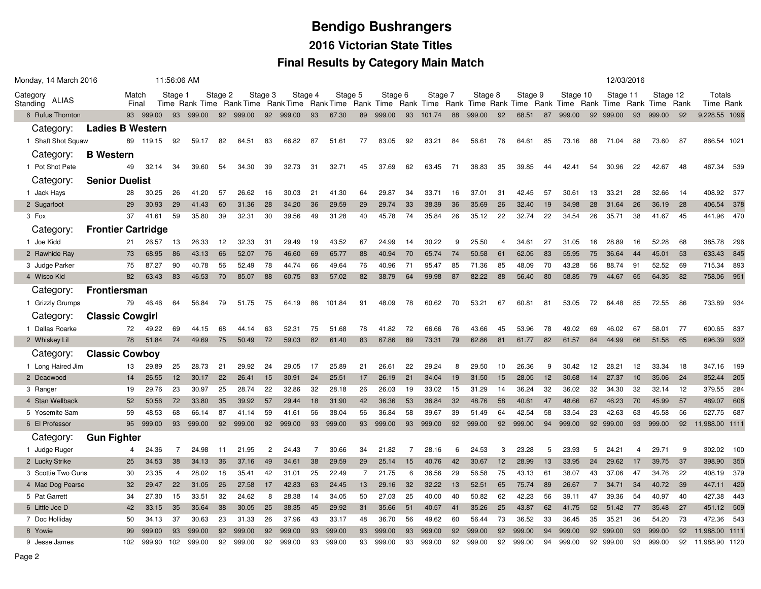# Bendigo Bushrangers

## 2016 Victorian State Titles

## Final Results by Category Main Match

Monday, 14 March 2016 11:56:06 AM 12/03/2016

| Category Standing | ALIAS | Match Final | Stage 1 Time | Rank | Stage 2 Time | Rank | Stage 3 Time | Rank | Stage 4 Time | Rank | Stage 5 Time | Rank | Stage 6 Time | Rank | Stage 7 Time | Rank | Stage 8 Time | Rank | Stage 9 Time | Rank | Stage 10 Time | Rank | Stage 11 Time | Rank | Stage 12 Time | Rank | Totals Time | Rank |
|---|---|---|---|---|---|---|---|---|---|---|---|---|---|---|---|---|---|---|---|---|---|---|---|---|---|---|---|---|
| 6 | Rufus Thornton | 93 | 999.00 | 93 | 999.00 | 92 | 999.00 | 92 | 999.00 | 93 | 67.30 | 89 | 999.00 | 93 | 101.74 | 88 | 999.00 | 92 | 68.51 | 87 | 999.00 | 92 | 999.00 | 93 | 999.00 | 92 | 9,228.55 | 1096 |
| **Category:** | **Ladies B Western** | | | | | | | | | | | | | | | | | | | | | | | | | | | |
| 1 | Shaft Shot Squaw | 89 | 119.15 | 92 | 59.17 | 82 | 64.51 | 83 | 66.82 | 87 | 51.61 | 77 | 83.05 | 92 | 83.21 | 84 | 56.61 | 76 | 64.61 | 85 | 73.16 | 88 | 71.04 | 88 | 73.60 | 87 | 866.54 | 1021 |
| **Category:** | **B Western** | | | | | | | | | | | | | | | | | | | | | | | | | | | |
| 1 | Pot Shot Pete | 49 | 32.14 | 34 | 39.60 | 54 | 34.30 | 39 | 32.73 | 31 | 32.71 | 45 | 37.69 | 62 | 63.45 | 71 | 38.83 | 35 | 39.85 | 44 | 42.41 | 54 | 30.96 | 22 | 42.67 | 48 | 467.34 | 539 |
| **Category:** | **Senior Duelist** | | | | | | | | | | | | | | | | | | | | | | | | | | | |
| 1 | Jack Hays | 28 | 30.25 | 26 | 41.20 | 57 | 26.62 | 16 | 30.03 | 21 | 41.30 | 64 | 29.87 | 34 | 33.71 | 16 | 37.01 | 31 | 42.45 | 57 | 30.61 | 13 | 33.21 | 28 | 32.66 | 14 | 408.92 | 377 |
| 2 | Sugarfoot | 29 | 30.93 | 29 | 41.43 | 60 | 31.36 | 28 | 34.20 | 36 | 29.59 | 29 | 29.74 | 33 | 38.39 | 36 | 35.69 | 26 | 32.40 | 19 | 34.98 | 28 | 31.64 | 26 | 36.19 | 28 | 406.54 | 378 |
| 3 | Fox | 37 | 41.61 | 59 | 35.80 | 39 | 32.31 | 30 | 39.56 | 49 | 31.28 | 40 | 45.78 | 74 | 35.84 | 26 | 35.12 | 22 | 32.74 | 22 | 34.54 | 26 | 35.71 | 38 | 41.67 | 45 | 441.96 | 470 |
| **Category:** | **Frontier Cartridge** | | | | | | | | | | | | | | | | | | | | | | | | | | | |
| 1 | Joe Kidd | 21 | 26.57 | 13 | 26.33 | 12 | 32.33 | 31 | 29.49 | 19 | 43.52 | 67 | 24.99 | 14 | 30.22 | 9 | 25.50 | 4 | 34.61 | 27 | 31.05 | 16 | 28.89 | 16 | 52.28 | 68 | 385.78 | 296 |
| 2 | Rawhide Ray | 73 | 68.95 | 86 | 43.13 | 66 | 52.07 | 76 | 46.60 | 69 | 65.77 | 88 | 40.94 | 70 | 65.74 | 74 | 50.58 | 61 | 62.05 | 83 | 55.95 | 75 | 36.64 | 44 | 45.01 | 53 | 633.43 | 845 |
| 3 | Judge Parker | 75 | 87.27 | 90 | 40.78 | 56 | 52.49 | 78 | 44.74 | 66 | 49.64 | 76 | 40.96 | 71 | 95.47 | 85 | 71.36 | 85 | 48.09 | 70 | 43.28 | 56 | 88.74 | 91 | 52.52 | 69 | 715.34 | 893 |
| 4 | Wisco Kid | 82 | 63.43 | 83 | 46.53 | 70 | 85.07 | 88 | 60.75 | 83 | 57.02 | 82 | 38.79 | 64 | 99.98 | 87 | 82.22 | 88 | 56.40 | 80 | 58.85 | 79 | 44.67 | 65 | 64.35 | 82 | 758.06 | 951 |
| **Category:** | **Frontiersman** | | | | | | | | | | | | | | | | | | | | | | | | | | | |
| 1 | Grizzly Grumps | 79 | 46.46 | 64 | 56.84 | 79 | 51.75 | 75 | 64.19 | 86 | 101.84 | 91 | 48.09 | 78 | 60.62 | 70 | 53.21 | 67 | 60.81 | 81 | 53.05 | 72 | 64.48 | 85 | 72.55 | 86 | 733.89 | 934 |
| **Category:** | **Classic Cowgirl** | | | | | | | | | | | | | | | | | | | | | | | | | | | |
| 1 | Dallas Roarke | 72 | 49.22 | 69 | 44.15 | 68 | 44.14 | 63 | 52.31 | 75 | 51.68 | 78 | 41.82 | 72 | 66.66 | 76 | 43.66 | 45 | 53.96 | 78 | 49.02 | 69 | 46.02 | 67 | 58.01 | 77 | 600.65 | 837 |
| 2 | Whiskey Lil | 78 | 51.84 | 74 | 49.69 | 75 | 50.49 | 72 | 59.03 | 82 | 61.40 | 83 | 67.86 | 89 | 73.31 | 79 | 62.86 | 81 | 61.77 | 82 | 61.57 | 84 | 44.99 | 66 | 51.58 | 65 | 696.39 | 932 |
| **Category:** | **Classic Cowboy** | | | | | | | | | | | | | | | | | | | | | | | | | | | |
| 1 | Long Haired Jim | 13 | 29.89 | 25 | 28.73 | 21 | 29.92 | 24 | 29.05 | 17 | 25.89 | 21 | 26.61 | 22 | 29.24 | 8 | 29.50 | 10 | 26.36 | 9 | 30.42 | 12 | 28.21 | 12 | 33.34 | 18 | 347.16 | 199 |
| 2 | Deadwood | 14 | 26.55 | 12 | 30.17 | 22 | 26.41 | 15 | 30.91 | 24 | 25.51 | 17 | 26.19 | 21 | 34.04 | 19 | 31.50 | 15 | 28.05 | 12 | 30.68 | 14 | 27.37 | 10 | 35.06 | 24 | 352.44 | 205 |
| 3 | Ranger | 19 | 29.76 | 23 | 30.97 | 25 | 28.74 | 22 | 32.86 | 32 | 28.18 | 26 | 26.03 | 19 | 33.02 | 15 | 31.29 | 14 | 36.24 | 32 | 36.02 | 32 | 34.30 | 32 | 32.14 | 12 | 379.55 | 284 |
| 4 | Stan Wellback | 52 | 50.56 | 72 | 33.80 | 35 | 39.92 | 57 | 29.44 | 18 | 31.90 | 42 | 36.36 | 53 | 36.84 | 32 | 48.76 | 58 | 40.61 | 47 | 48.66 | 67 | 46.23 | 70 | 45.99 | 57 | 489.07 | 608 |
| 5 | Yosemite Sam | 59 | 48.53 | 68 | 66.14 | 87 | 41.14 | 59 | 41.61 | 56 | 38.04 | 56 | 36.84 | 58 | 39.67 | 39 | 51.49 | 64 | 42.54 | 58 | 33.54 | 23 | 42.63 | 63 | 45.58 | 56 | 527.75 | 687 |
| 6 | El Professor | 95 | 999.00 | 93 | 999.00 | 92 | 999.00 | 92 | 999.00 | 93 | 999.00 | 93 | 999.00 | 93 | 999.00 | 92 | 999.00 | 92 | 999.00 | 94 | 999.00 | 92 | 999.00 | 93 | 999.00 | 92 | 11,988.00 | 1111 |
| **Category:** | **Gun Fighter** | | | | | | | | | | | | | | | | | | | | | | | | | | | |
| 1 | Judge Ruger | 4 | 24.36 | 7 | 24.98 | 11 | 21.95 | 2 | 24.43 | 7 | 30.66 | 34 | 21.82 | 7 | 28.16 | 6 | 24.53 | 3 | 23.28 | 5 | 23.93 | 5 | 24.21 | 4 | 29.71 | 9 | 302.02 | 100 |
| 2 | Lucky Strike | 25 | 34.53 | 38 | 34.13 | 36 | 37.16 | 49 | 34.61 | 38 | 29.59 | 29 | 25.14 | 15 | 40.76 | 42 | 30.67 | 12 | 28.99 | 13 | 33.95 | 24 | 29.62 | 17 | 39.75 | 37 | 398.90 | 350 |
| 3 | Scottie Two Guns | 30 | 23.35 | 4 | 28.02 | 18 | 35.41 | 42 | 31.01 | 25 | 22.49 | 7 | 21.75 | 6 | 36.56 | 29 | 56.58 | 75 | 43.13 | 61 | 38.07 | 43 | 37.06 | 47 | 34.76 | 22 | 408.19 | 379 |
| 4 | Mad Dog Pearse | 32 | 29.47 | 22 | 31.05 | 26 | 27.58 | 17 | 42.83 | 63 | 24.45 | 13 | 29.16 | 32 | 32.22 | 13 | 52.51 | 65 | 75.74 | 89 | 26.67 | 7 | 34.71 | 34 | 40.72 | 39 | 447.11 | 420 |
| 5 | Pat Garrett | 34 | 27.30 | 15 | 33.51 | 32 | 24.62 | 8 | 28.38 | 14 | 34.05 | 50 | 27.03 | 25 | 40.00 | 40 | 50.82 | 62 | 42.23 | 56 | 39.11 | 47 | 39.36 | 54 | 40.97 | 40 | 427.38 | 443 |
| 6 | Little Joe D | 42 | 33.15 | 35 | 35.64 | 38 | 30.05 | 25 | 38.35 | 45 | 29.92 | 31 | 35.66 | 51 | 40.57 | 41 | 35.26 | 25 | 43.87 | 62 | 41.75 | 52 | 51.42 | 77 | 35.48 | 27 | 451.12 | 509 |
| 7 | Doc Holliday | 50 | 34.13 | 37 | 30.63 | 23 | 31.33 | 26 | 37.96 | 43 | 33.17 | 48 | 36.70 | 56 | 49.62 | 60 | 56.44 | 73 | 36.52 | 33 | 36.45 | 35 | 35.21 | 36 | 54.20 | 73 | 472.36 | 543 |
| 8 | Yowie | 99 | 999.00 | 93 | 999.00 | 92 | 999.00 | 92 | 999.00 | 93 | 999.00 | 93 | 999.00 | 93 | 999.00 | 92 | 999.00 | 92 | 999.00 | 94 | 999.00 | 92 | 999.00 | 93 | 999.00 | 92 | 11,988.00 | 1111 |
| 9 | Jesse James | 102 | 999.90 | 102 | 999.00 | 92 | 999.00 | 92 | 999.00 | 93 | 999.00 | 93 | 999.00 | 93 | 999.00 | 92 | 999.00 | 92 | 999.00 | 94 | 999.00 | 92 | 999.00 | 93 | 999.00 | 92 | 11,988.90 | 1120 |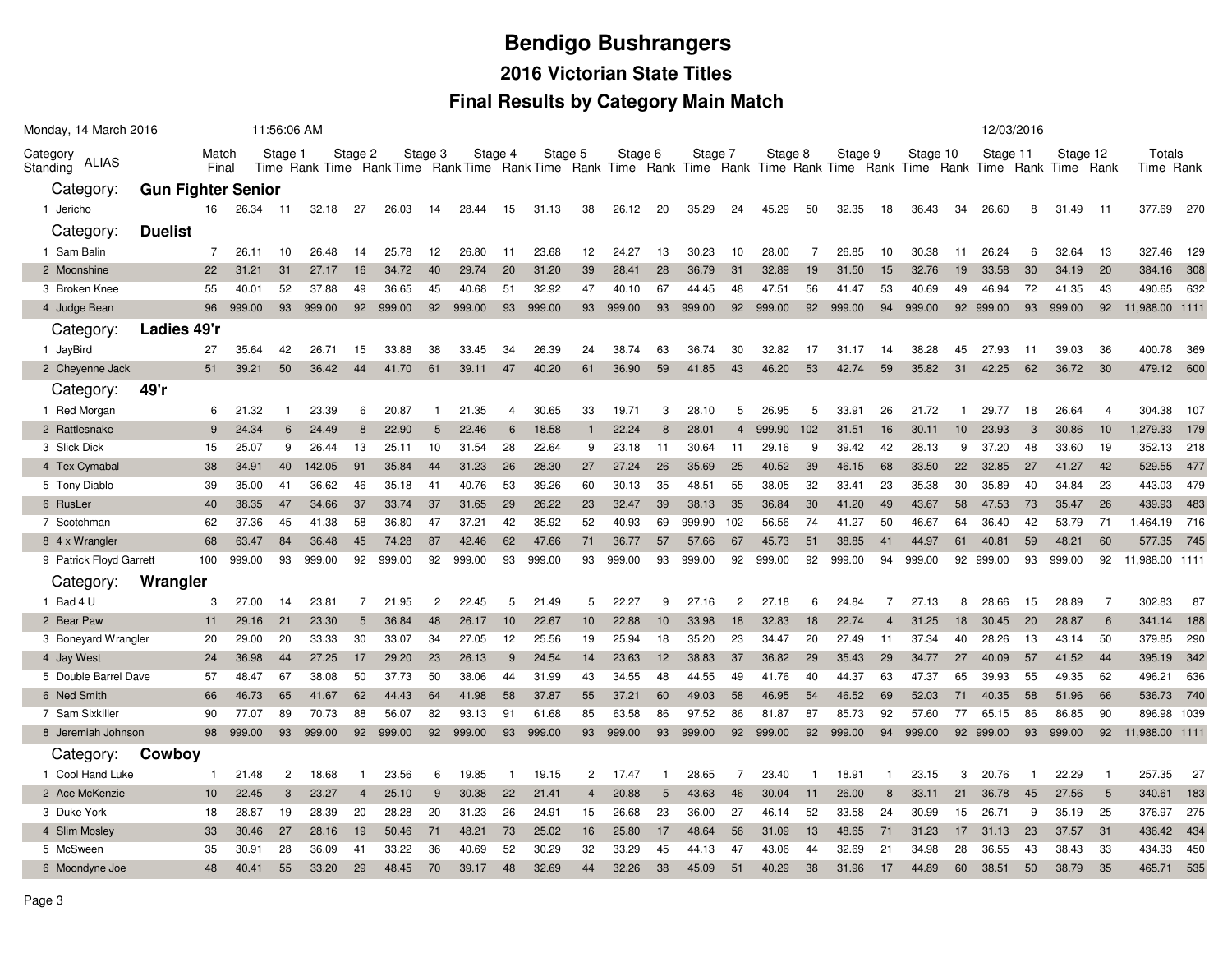# Bendigo Bushrangers

## 2016 Victorian State Titles

### Final Results by Category Main Match

Monday, 14 March 2016 11:56:06 AM 12/03/2016

| Category Standing | ALIAS | Match Final | Stage 1 Time | Stage 1 Rank | Stage 2 Time | Stage 2 Rank | Stage 3 Time | Stage 3 Rank | Stage 4 Time | Stage 4 Rank | Stage 5 Time | Stage 5 Rank | Stage 6 Time | Stage 6 Rank | Stage 7 Time | Stage 7 Rank | Stage 8 Time | Stage 8 Rank | Stage 9 Time | Stage 9 Rank | Stage 10 Time | Stage 10 Rank | Stage 11 Time | Stage 11 Rank | Stage 12 Time | Stage 12 Rank | Totals Time | Totals Rank |
|---|---|---|---|---|---|---|---|---|---|---|---|---|---|---|---|---|---|---|---|---|---|---|---|---|---|---|---|---|
| **Category: Gun Fighter Senior** | | | | | | | | | | | | | | | | | | | | | | | | | | | | |
| 1 | Jericho | 16 | 26.34 | 11 | 32.18 | 27 | 26.03 | 14 | 28.44 | 15 | 31.13 | 38 | 26.12 | 20 | 35.29 | 24 | 45.29 | 50 | 32.35 | 18 | 36.43 | 34 | 26.60 | 8 | 31.49 | 11 | 377.69 | 270 |
| **Category: Duelist** | | | | | | | | | | | | | | | | | | | | | | | | | | | | |
| 1 | Sam Balin | 7 | 26.11 | 10 | 26.48 | 14 | 25.78 | 12 | 26.80 | 11 | 23.68 | 12 | 24.27 | 13 | 30.23 | 10 | 28.00 | 7 | 26.85 | 10 | 30.38 | 11 | 26.24 | 6 | 32.64 | 13 | 327.46 | 129 |
| 2 | Moonshine | 22 | 31.21 | 31 | 27.17 | 16 | 34.72 | 40 | 29.74 | 20 | 31.20 | 39 | 28.41 | 28 | 36.79 | 31 | 32.89 | 19 | 31.50 | 15 | 32.76 | 19 | 33.58 | 30 | 34.19 | 20 | 384.16 | 308 |
| 3 | Broken Knee | 55 | 40.01 | 52 | 37.88 | 49 | 36.65 | 45 | 40.68 | 51 | 32.92 | 47 | 40.10 | 67 | 44.45 | 48 | 47.51 | 56 | 41.47 | 53 | 40.69 | 49 | 46.94 | 72 | 41.35 | 43 | 490.65 | 632 |
| 4 | Judge Bean | 96 | 999.00 | 93 | 999.00 | 92 | 999.00 | 92 | 999.00 | 93 | 999.00 | 93 | 999.00 | 93 | 999.00 | 92 | 999.00 | 92 | 999.00 | 94 | 999.00 | 92 | 999.00 | 93 | 999.00 | 92 | 11,988.00 | 1111 |
| **Category: Ladies 49'r** | | | | | | | | | | | | | | | | | | | | | | | | | | | | |
| 1 | JayBird | 27 | 35.64 | 42 | 26.71 | 15 | 33.88 | 38 | 33.45 | 34 | 26.39 | 24 | 38.74 | 63 | 36.74 | 30 | 32.82 | 17 | 31.17 | 14 | 38.28 | 45 | 27.93 | 11 | 39.03 | 36 | 400.78 | 369 |
| 2 | Cheyenne Jack | 51 | 39.21 | 50 | 36.42 | 44 | 41.70 | 61 | 39.11 | 47 | 40.20 | 61 | 36.90 | 59 | 41.85 | 43 | 46.20 | 53 | 42.74 | 59 | 35.82 | 31 | 42.25 | 62 | 36.72 | 30 | 479.12 | 600 |
| **Category: 49'r** | | | | | | | | | | | | | | | | | | | | | | | | | | | | |
| 1 | Red Morgan | 6 | 21.32 | 1 | 23.39 | 6 | 20.87 | 1 | 21.35 | 4 | 30.65 | 33 | 19.71 | 3 | 28.10 | 5 | 26.95 | 5 | 33.91 | 26 | 21.72 | 1 | 29.77 | 18 | 26.64 | 4 | 304.38 | 107 |
| 2 | Rattlesnake | 9 | 24.34 | 6 | 24.49 | 8 | 22.90 | 5 | 22.46 | 6 | 18.58 | 1 | 22.24 | 8 | 28.01 | 4 | 999.90 | 102 | 31.51 | 16 | 30.11 | 10 | 23.93 | 3 | 30.86 | 10 | 1,279.33 | 179 |
| 3 | Slick Dick | 15 | 25.07 | 9 | 26.44 | 13 | 25.11 | 10 | 31.54 | 28 | 22.64 | 9 | 23.18 | 11 | 30.64 | 11 | 29.16 | 9 | 39.42 | 42 | 28.13 | 9 | 37.20 | 48 | 33.60 | 19 | 352.13 | 218 |
| 4 | Tex Cymabal | 38 | 34.91 | 40 | 142.05 | 91 | 35.84 | 44 | 31.23 | 26 | 28.30 | 27 | 27.24 | 26 | 35.69 | 25 | 40.52 | 39 | 46.15 | 68 | 33.50 | 22 | 32.85 | 27 | 41.27 | 42 | 529.55 | 477 |
| 5 | Tony Diablo | 39 | 35.00 | 41 | 36.62 | 46 | 35.18 | 41 | 40.76 | 53 | 39.26 | 60 | 30.13 | 35 | 48.51 | 55 | 38.05 | 32 | 33.41 | 23 | 35.38 | 30 | 35.89 | 40 | 34.84 | 23 | 443.03 | 479 |
| 6 | RusLer | 40 | 38.35 | 47 | 34.66 | 37 | 33.74 | 37 | 31.65 | 29 | 26.22 | 23 | 32.47 | 39 | 38.13 | 35 | 36.84 | 30 | 41.20 | 49 | 43.67 | 58 | 47.53 | 73 | 35.47 | 26 | 439.93 | 483 |
| 7 | Scotchman | 62 | 37.36 | 45 | 41.38 | 58 | 36.80 | 47 | 37.21 | 42 | 35.92 | 52 | 40.93 | 69 | 999.90 | 102 | 56.56 | 74 | 41.27 | 50 | 46.67 | 64 | 36.40 | 42 | 53.79 | 71 | 1,464.19 | 716 |
| 8 | 4 x Wrangler | 68 | 63.47 | 84 | 36.48 | 45 | 74.28 | 87 | 42.46 | 62 | 47.66 | 71 | 36.77 | 57 | 57.66 | 67 | 45.73 | 51 | 38.85 | 41 | 44.97 | 61 | 40.81 | 59 | 48.21 | 60 | 577.35 | 745 |
| 9 | Patrick Floyd Garrett | 100 | 999.00 | 93 | 999.00 | 92 | 999.00 | 92 | 999.00 | 93 | 999.00 | 93 | 999.00 | 93 | 999.00 | 92 | 999.00 | 92 | 999.00 | 94 | 999.00 | 92 | 999.00 | 93 | 999.00 | 92 | 11,988.00 | 1111 |
| **Category: Wrangler** | | | | | | | | | | | | | | | | | | | | | | | | | | | | |
| 1 | Bad 4 U | 3 | 27.00 | 14 | 23.81 | 7 | 21.95 | 2 | 22.45 | 5 | 21.49 | 5 | 22.27 | 9 | 27.16 | 2 | 27.18 | 6 | 24.84 | 7 | 27.13 | 8 | 28.66 | 15 | 28.89 | 7 | 302.83 | 87 |
| 2 | Bear Paw | 11 | 29.16 | 21 | 23.30 | 5 | 36.84 | 48 | 26.17 | 10 | 22.67 | 10 | 22.88 | 10 | 33.98 | 18 | 32.83 | 18 | 22.74 | 4 | 31.25 | 18 | 30.45 | 20 | 28.87 | 6 | 341.14 | 188 |
| 3 | Boneyard Wrangler | 20 | 29.00 | 20 | 33.33 | 30 | 33.07 | 34 | 27.05 | 12 | 25.56 | 19 | 25.94 | 18 | 35.20 | 23 | 34.47 | 20 | 27.49 | 11 | 37.34 | 40 | 28.26 | 13 | 43.14 | 50 | 379.85 | 290 |
| 4 | Jay West | 24 | 36.98 | 44 | 27.25 | 17 | 29.20 | 23 | 26.13 | 9 | 24.54 | 14 | 23.63 | 12 | 38.83 | 37 | 36.82 | 29 | 35.43 | 29 | 34.77 | 27 | 40.09 | 57 | 41.52 | 44 | 395.19 | 342 |
| 5 | Double Barrel Dave | 57 | 48.47 | 67 | 38.08 | 50 | 37.73 | 50 | 38.06 | 44 | 31.99 | 43 | 34.55 | 48 | 44.55 | 49 | 41.76 | 40 | 44.37 | 63 | 47.37 | 65 | 39.93 | 55 | 49.35 | 62 | 496.21 | 636 |
| 6 | Ned Smith | 66 | 46.73 | 65 | 41.67 | 62 | 44.43 | 64 | 41.98 | 58 | 37.87 | 55 | 37.21 | 60 | 49.03 | 58 | 46.95 | 54 | 46.52 | 69 | 52.03 | 71 | 40.35 | 58 | 51.96 | 66 | 536.73 | 740 |
| 7 | Sam Sixkiller | 90 | 77.07 | 89 | 70.73 | 88 | 56.07 | 82 | 93.13 | 91 | 61.68 | 85 | 63.58 | 86 | 97.52 | 86 | 81.87 | 87 | 85.73 | 92 | 57.60 | 77 | 65.15 | 86 | 86.85 | 90 | 896.98 | 1039 |
| 8 | Jeremiah Johnson | 98 | 999.00 | 93 | 999.00 | 92 | 999.00 | 92 | 999.00 | 93 | 999.00 | 93 | 999.00 | 93 | 999.00 | 92 | 999.00 | 92 | 999.00 | 94 | 999.00 | 92 | 999.00 | 93 | 999.00 | 92 | 11,988.00 | 1111 |
| **Category: Cowboy** | | | | | | | | | | | | | | | | | | | | | | | | | | | | |
| 1 | Cool Hand Luke | 1 | 21.48 | 2 | 18.68 | 1 | 23.56 | 6 | 19.85 | 1 | 19.15 | 2 | 17.47 | 1 | 28.65 | 7 | 23.40 | 1 | 18.91 | 1 | 23.15 | 3 | 20.76 | 1 | 22.29 | 1 | 257.35 | 27 |
| 2 | Ace McKenzie | 10 | 22.45 | 3 | 23.27 | 4 | 25.10 | 9 | 30.38 | 22 | 21.41 | 4 | 20.88 | 5 | 43.63 | 46 | 30.04 | 11 | 26.00 | 8 | 33.11 | 21 | 36.78 | 45 | 27.56 | 5 | 340.61 | 183 |
| 3 | Duke York | 18 | 28.87 | 19 | 28.39 | 20 | 28.28 | 20 | 31.23 | 26 | 24.91 | 15 | 26.68 | 23 | 36.00 | 27 | 46.14 | 52 | 33.58 | 24 | 30.99 | 15 | 26.71 | 9 | 35.19 | 25 | 376.97 | 275 |
| 4 | Slim Mosley | 33 | 30.46 | 27 | 28.16 | 19 | 50.46 | 71 | 48.21 | 73 | 25.02 | 16 | 25.80 | 17 | 48.64 | 56 | 31.09 | 13 | 48.65 | 71 | 31.23 | 17 | 31.13 | 23 | 37.57 | 31 | 436.42 | 434 |
| 5 | McSween | 35 | 30.91 | 28 | 36.09 | 41 | 33.22 | 36 | 40.69 | 52 | 30.29 | 32 | 33.29 | 45 | 44.13 | 47 | 43.06 | 44 | 32.69 | 21 | 34.98 | 28 | 36.55 | 43 | 38.43 | 33 | 434.33 | 450 |
| 6 | Moondyne Joe | 48 | 40.41 | 55 | 33.20 | 29 | 48.45 | 70 | 39.17 | 48 | 32.69 | 44 | 32.26 | 38 | 45.09 | 51 | 40.29 | 38 | 31.96 | 17 | 44.89 | 60 | 38.51 | 50 | 38.79 | 35 | 465.71 | 535 |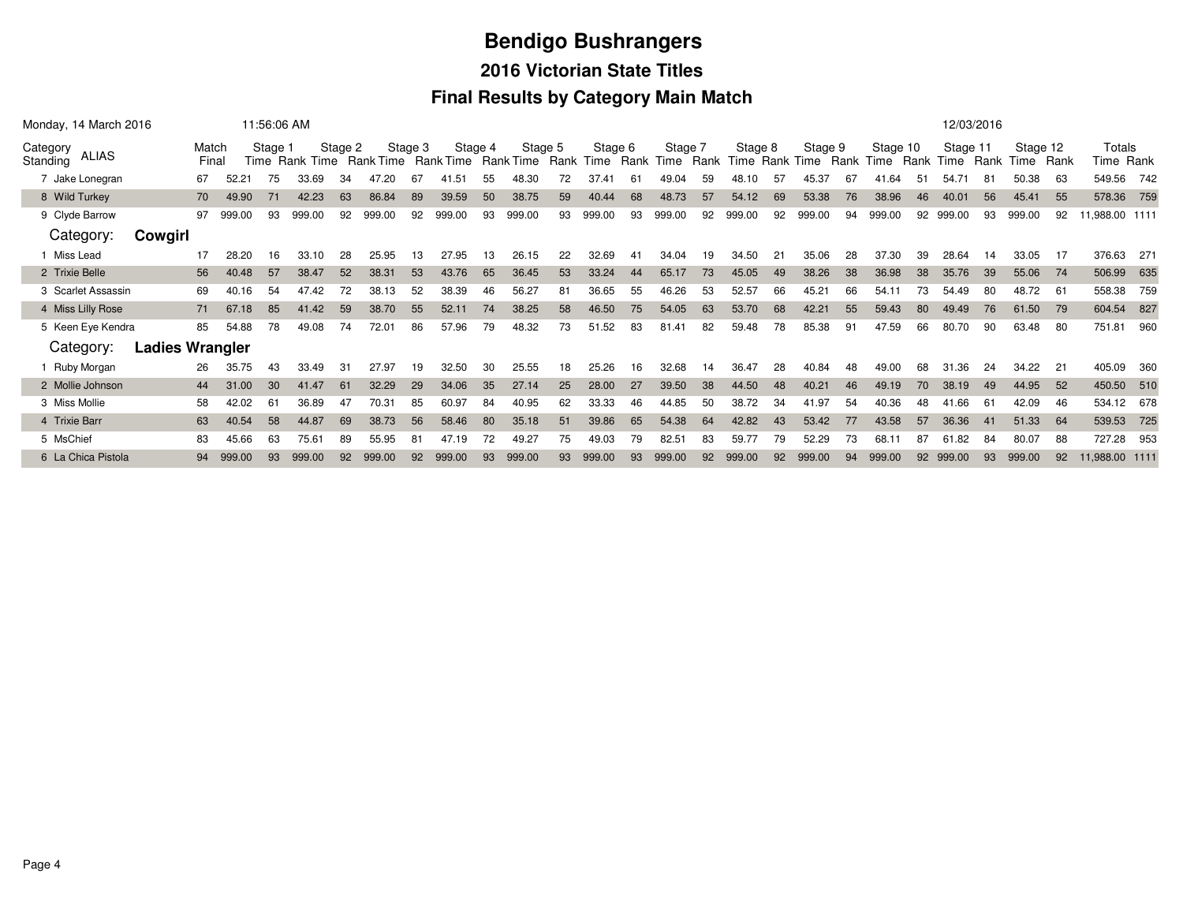# Bendigo Bushrangers

## 2016 Victorian State Titles

## Final Results by Category Main Match

Monday, 14 March 2016 11:56:06 AM 12/03/2016

| Category Standing | ALIAS | Match Final | Stage 1 Time | Stage 1 Rank | Stage 2 Time | Stage 2 Rank | Stage 3 Time | Stage 3 Rank | Stage 4 Time | Stage 4 Rank | Stage 5 Time | Stage 5 Rank | Stage 6 Time | Stage 6 Rank | Stage 7 Time | Stage 7 Rank | Stage 8 Time | Stage 8 Rank | Stage 9 Time | Stage 9 Rank | Stage 10 Time | Stage 10 Rank | Stage 11 Time | Stage 11 Rank | Stage 12 Time | Stage 12 Rank | Totals Time | Totals Rank |
|---|---|---|---|---|---|---|---|---|---|---|---|---|---|---|---|---|---|---|---|---|---|---|---|---|---|---|---|---|
| 7 | Jake Lonegran | 67 | 52.21 | 75 | 33.69 | 34 | 47.20 | 67 | 41.51 | 55 | 48.30 | 72 | 37.41 | 61 | 49.04 | 59 | 48.10 | 57 | 45.37 | 67 | 41.64 | 51 | 54.71 | 81 | 50.38 | 63 | 549.56 | 742 |
| 8 | Wild Turkey | 70 | 49.90 | 71 | 42.23 | 63 | 86.84 | 89 | 39.59 | 50 | 38.75 | 59 | 40.44 | 68 | 48.73 | 57 | 54.12 | 69 | 53.38 | 76 | 38.96 | 46 | 40.01 | 56 | 45.41 | 55 | 578.36 | 759 |
| 9 | Clyde Barrow | 97 | 999.00 | 93 | 999.00 | 92 | 999.00 | 92 | 999.00 | 93 | 999.00 | 93 | 999.00 | 93 | 999.00 | 92 | 999.00 | 92 | 999.00 | 94 | 999.00 | 92 | 999.00 | 93 | 999.00 | 92 | 11,988.00 | 1111 |
| Category: | **Cowgirl** | | | | | | | | | | | | | | | | | | | | | | | | | | | |
| 1 | Miss Lead | 17 | 28.20 | 16 | 33.10 | 28 | 25.95 | 13 | 27.95 | 13 | 26.15 | 22 | 32.69 | 41 | 34.04 | 19 | 34.50 | 21 | 35.06 | 28 | 37.30 | 39 | 28.64 | 14 | 33.05 | 17 | 376.63 | 271 |
| 2 | Trixie Belle | 56 | 40.48 | 57 | 38.47 | 52 | 38.31 | 53 | 43.76 | 65 | 36.45 | 53 | 33.24 | 44 | 65.17 | 73 | 45.05 | 49 | 38.26 | 38 | 36.98 | 38 | 35.76 | 39 | 55.06 | 74 | 506.99 | 635 |
| 3 | Scarlet Assassin | 69 | 40.16 | 54 | 47.42 | 72 | 38.13 | 52 | 38.39 | 46 | 56.27 | 81 | 36.65 | 55 | 46.26 | 53 | 52.57 | 66 | 45.21 | 66 | 54.11 | 73 | 54.49 | 80 | 48.72 | 61 | 558.38 | 759 |
| 4 | Miss Lilly Rose | 71 | 67.18 | 85 | 41.42 | 59 | 38.70 | 55 | 52.11 | 74 | 38.25 | 58 | 46.50 | 75 | 54.05 | 63 | 53.70 | 68 | 42.21 | 55 | 59.43 | 80 | 49.49 | 76 | 61.50 | 79 | 604.54 | 827 |
| 5 | Keen Eye Kendra | 85 | 54.88 | 78 | 49.08 | 74 | 72.01 | 86 | 57.96 | 79 | 48.32 | 73 | 51.52 | 83 | 81.41 | 82 | 59.48 | 78 | 85.38 | 91 | 47.59 | 66 | 80.70 | 90 | 63.48 | 80 | 751.81 | 960 |
| Category: | **Ladies Wrangler** | | | | | | | | | | | | | | | | | | | | | | | | | | | |
| 1 | Ruby Morgan | 26 | 35.75 | 43 | 33.49 | 31 | 27.97 | 19 | 32.50 | 30 | 25.55 | 18 | 25.26 | 16 | 32.68 | 14 | 36.47 | 28 | 40.84 | 48 | 49.00 | 68 | 31.36 | 24 | 34.22 | 21 | 405.09 | 360 |
| 2 | Mollie Johnson | 44 | 31.00 | 30 | 41.47 | 61 | 32.29 | 29 | 34.06 | 35 | 27.14 | 25 | 28.00 | 27 | 39.50 | 38 | 44.50 | 48 | 40.21 | 46 | 49.19 | 70 | 38.19 | 49 | 44.95 | 52 | 450.50 | 510 |
| 3 | Miss Mollie | 58 | 42.02 | 61 | 36.89 | 47 | 70.31 | 85 | 60.97 | 84 | 40.95 | 62 | 33.33 | 46 | 44.85 | 50 | 38.72 | 34 | 41.97 | 54 | 40.36 | 48 | 41.66 | 61 | 42.09 | 46 | 534.12 | 678 |
| 4 | Trixie Barr | 63 | 40.54 | 58 | 44.87 | 69 | 38.73 | 56 | 58.46 | 80 | 35.18 | 51 | 39.86 | 65 | 54.38 | 64 | 42.82 | 43 | 53.42 | 77 | 43.58 | 57 | 36.36 | 41 | 51.33 | 64 | 539.53 | 725 |
| 5 | MsChief | 83 | 45.66 | 63 | 75.61 | 89 | 55.95 | 81 | 47.19 | 72 | 49.27 | 75 | 49.03 | 79 | 82.51 | 83 | 59.77 | 79 | 52.29 | 73 | 68.11 | 87 | 61.82 | 84 | 80.07 | 88 | 727.28 | 953 |
| 6 | La Chica Pistola | 94 | 999.00 | 93 | 999.00 | 92 | 999.00 | 92 | 999.00 | 93 | 999.00 | 93 | 999.00 | 93 | 999.00 | 92 | 999.00 | 92 | 999.00 | 94 | 999.00 | 92 | 999.00 | 93 | 999.00 | 92 | 11,988.00 | 1111 |